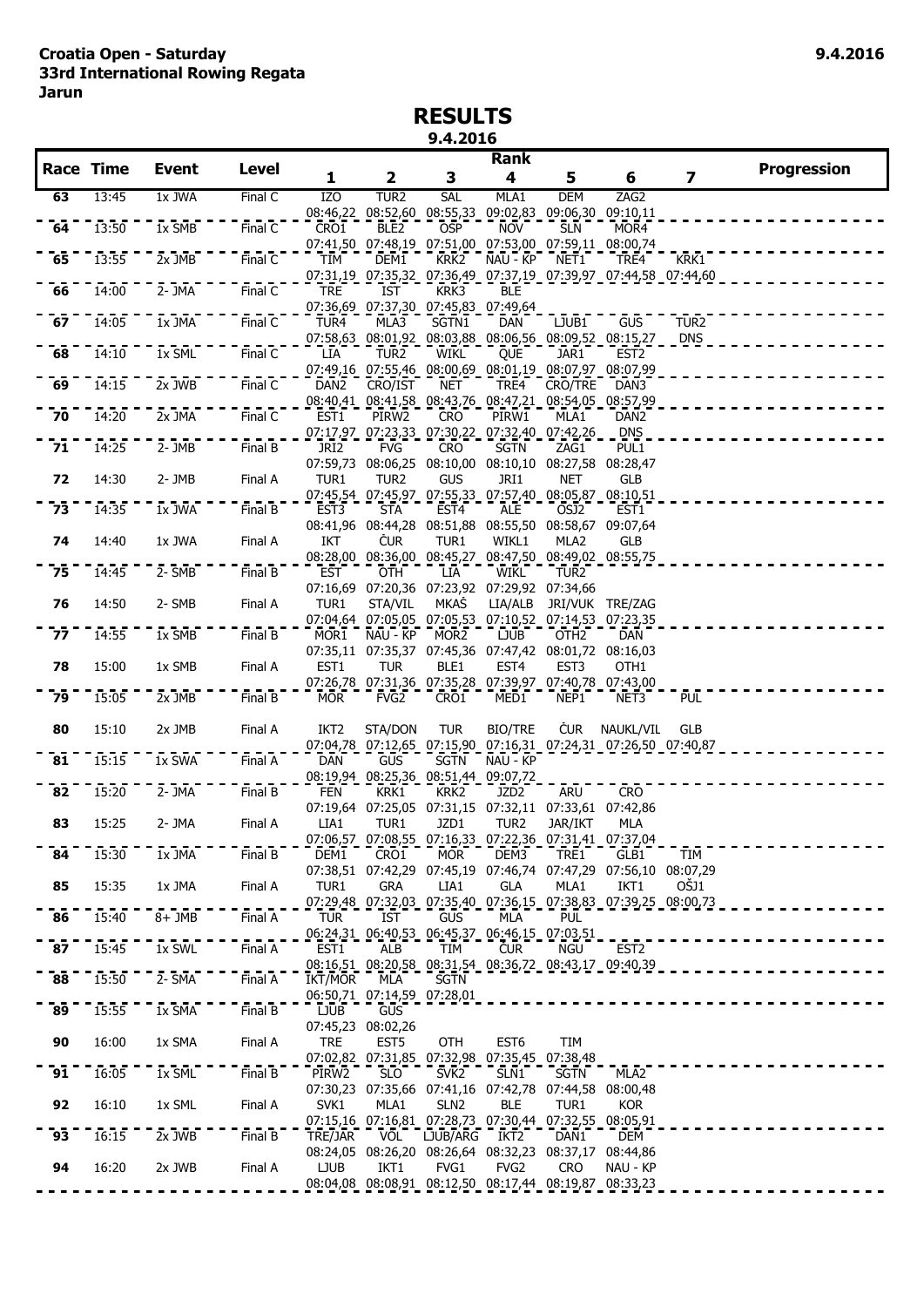**Croatia Open - Saturday**
**33rd International Rowing Regata**
**Jarun**

9.4.2016

# RESULTS

9.4.2016

| Race | Time | Event | Level | Rank 1 | 2 | 3 | 4 | 5 | 6 | 7 | Progression |
|---|---|---|---|---|---|---|---|---|---|---|---|
| 63 | 13:45 | 1x JWA | Final C | IZO | TUR2 | SAL | MLA1 | DEM | ZAG2 | | |
| | | | | 08:46,22 | 08:52,60 | 08:55,33 | 09:02,83 | 09:06,30 | 09:10,11 | | |
| 64 | 13:50 | 1x SMB | Final C | CRO1 | BLE2 | OSP | NOV | SLN | MOR4 | | |
| | | | | 07:41,50 | 07:48,19 | 07:51,00 | 07:53,00 | 07:59,11 | 08:00,74 | | |
| 65 | 13:55 | 2x JMB | Final C | TIM | DEM1 | KRK2 | NAU - KP | NET1 | TRE4 | KRK1 | |
| | | | | 07:31,19 | 07:35,32 | 07:36,49 | 07:37,19 | 07:39,97 | 07:44,58 | 07:44,60 | |
| 66 | 14:00 | 2- JMA | Final C | TRE | IST | KRK3 | BLE | | | | |
| | | | | 07:36,69 | 07:37,30 | 07:45,83 | 07:49,64 | | | | |
| 67 | 14:05 | 1x JMA | Final C | TUR4 | MLA3 | SGTN1 | DAN | LJUB1 | GUS | TUR2 | |
| | | | | 07:58,63 | 08:01,92 | 08:03,88 | 08:06,56 | 08:09,52 | 08:15,27 | DNS | |
| 68 | 14:10 | 1x SML | Final C | LIA | TUR2 | WIKL | QUE | JAR1 | EST2 | | |
| | | | | 07:49,16 | 07:55,46 | 08:00,69 | 08:01,19 | 08:07,97 | 08:07,99 | | |
| 69 | 14:15 | 2x JWB | Final C | DAN2 | CRO/IST | NET | TRE4 | CRO/TRE | DAN3 | | |
| | | | | 08:40,41 | 08:41,58 | 08:43,76 | 08:47,21 | 08:54,05 | 08:57,99 | | |
| 70 | 14:20 | 2x JMA | Final C | EST1 | PIRW2 | CRO | PIRW1 | MLA1 | DAN2 | | |
| | | | | 07:17,97 | 07:23,33 | 07:30,22 | 07:32,40 | 07:42,26 | DNS | | |
| 71 | 14:25 | 2- JMB | Final B | JRI2 | FVG | CRO | SGTN | ZAG1 | PUL1 | | |
| | | | | 07:59,73 | 08:06,25 | 08:10,00 | 08:10,10 | 08:27,58 | 08:28,47 | | |
| 72 | 14:30 | 2- JMB | Final A | TUR1 | TUR2 | GUS | JRI1 | NET | GLB | | |
| | | | | 07:45,54 | 07:45,97 | 07:55,33 | 07:57,40 | 08:05,87 | 08:10,51 | | |
| 73 | 14:35 | 1x JWA | Final B | EST3 | STA | EST4 | ALE | OSJ2 | EST1 | | |
| | | | | 08:41,96 | 08:44,28 | 08:51,88 | 08:55,50 | 08:58,67 | 09:07,64 | | |
| 74 | 14:40 | 1x JWA | Final A | IKT | ČUR | TUR1 | WIKL1 | MLA2 | GLB | | |
| | | | | 08:28,00 | 08:36,00 | 08:45,27 | 08:47,50 | 08:49,02 | 08:55,75 | | |
| 75 | 14:45 | 2- SMB | Final B | EST | OTH | LIA | WIKL | TUR2 | | | |
| | | | | 07:16,69 | 07:20,36 | 07:23,92 | 07:29,92 | 07:34,66 | | | |
| 76 | 14:50 | 2- SMB | Final A | TUR1 | STA/VIL | MKAŠ | LIA/ALB | JRI/VUK | TRE/ZAG | | |
| | | | | 07:04,64 | 07:05,05 | 07:05,53 | 07:10,52 | 07:14,53 | 07:23,35 | | |
| 77 | 14:55 | 1x SMB | Final B | MOR1 | NAU - KP | MOR2 | LJUB | OTH2 | DAN | | |
| | | | | 07:35,11 | 07:35,37 | 07:45,36 | 07:47,42 | 08:01,72 | 08:16,03 | | |
| 78 | 15:00 | 1x SMB | Final A | EST1 | TUR | BLE1 | EST4 | EST3 | OTH1 | | |
| | | | | 07:26,78 | 07:31,36 | 07:35,28 | 07:39,97 | 07:40,78 | 07:43,00 | | |
| 79 | 15:05 | 2x JMB | Final B | MOR | FVG2 | CRO1 | MED1 | NEP1 | NET3 | PUL | |
| 80 | 15:10 | 2x JMB | Final A | IKT2 | STA/DON | TUR | BIO/TRE | ČUR | NAUKL/VIL | GLB | |
| | | | | 07:04,78 | 07:12,65 | 07:15,90 | 07:16,31 | 07:24,31 | 07:26,50 | 07:40,87 | |
| 81 | 15:15 | 1x SWA | Final A | DAN | GUS | SGTN | NAU - KP | | | | |
| | | | | 08:19,94 | 08:25,36 | 08:51,44 | 09:07,72 | | | | |
| 82 | 15:20 | 2- JMA | Final B | FEN | KRK1 | KRK2 | JZD2 | ARU | CRO | | |
| | | | | 07:19,64 | 07:25,05 | 07:31,15 | 07:32,11 | 07:33,61 | 07:42,86 | | |
| 83 | 15:25 | 2- JMA | Final A | LIA1 | TUR1 | JZD1 | TUR2 | JAR/IKT | MLA | | |
| | | | | 07:06,57 | 07:08,55 | 07:16,33 | 07:22,36 | 07:31,41 | 07:37,04 | | |
| 84 | 15:30 | 1x JMA | Final B | DEM1 | CRO1 | MOR | DEM3 | TRE1 | GLB1 | TIM | |
| | | | | 07:38,51 | 07:42,29 | 07:45,19 | 07:46,74 | 07:47,29 | 07:56,10 | 08:07,29 | |
| 85 | 15:35 | 1x JMA | Final A | TUR1 | GRA | LIA1 | GLA | MLA1 | IKT1 | OŠJ1 | |
| | | | | 07:29,48 | 07:32,03 | 07:35,40 | 07:36,15 | 07:38,83 | 07:39,25 | 08:00,73 | |
| 86 | 15:40 | 8+ JMB | Final A | TUR | IST | GUS | MLA | PUL | | | |
| | | | | 06:24,31 | 06:40,53 | 06:45,37 | 06:46,15 | 07:03,51 | | | |
| 87 | 15:45 | 1x SWL | Final A | EST1 | ALB | TIM | ČUR | NGU | EST2 | | |
| | | | | 08:16,51 | 08:20,58 | 08:31,54 | 08:36,72 | 08:43,17 | 09:40,39 | | |
| 88 | 15:50 | 2- SMA | Final A | IKT/MOR | MLA | SGTN | | | | | |
| | | | | 06:50,71 | 07:14,59 | 07:28,01 | | | | | |
| 89 | 15:55 | 1x SMA | Final B | LJUB | GUS | | | | | | |
| | | | | 07:45,23 | 08:02,26 | | | | | | |
| 90 | 16:00 | 1x SMA | Final A | TRE | EST5 | OTH | EST6 | TIM | | | |
| | | | | 07:02,82 | 07:31,85 | 07:32,98 | 07:35,45 | 07:38,48 | | | |
| 91 | 16:05 | 1x SML | Final B | PIRW2 | SLO | SVK2 | SLN1 | SGTN | MLA2 | | |
| | | | | 07:30,23 | 07:35,66 | 07:41,16 | 07:42,78 | 07:44,58 | 08:00,48 | | |
| 92 | 16:10 | 1x SML | Final A | SVK1 | MLA1 | SLN2 | BLE | TUR1 | KOR | | |
| | | | | 07:15,16 | 07:16,81 | 07:28,73 | 07:30,44 | 07:32,55 | 08:05,91 | | |
| 93 | 16:15 | 2x JWB | Final B | TRE/JAR | VOL | LJUB/ARG | IKT2 | DAN1 | DEM | | |
| | | | | 08:24,05 | 08:26,20 | 08:26,64 | 08:32,23 | 08:37,17 | 08:44,86 | | |
| 94 | 16:20 | 2x JWB | Final A | LJUB | IKT1 | FVG1 | FVG2 | CRO | NAU - KP | | |
| | | | | 08:04,08 | 08:08,91 | 08:12,50 | 08:17,44 | 08:19,87 | 08:33,23 | | |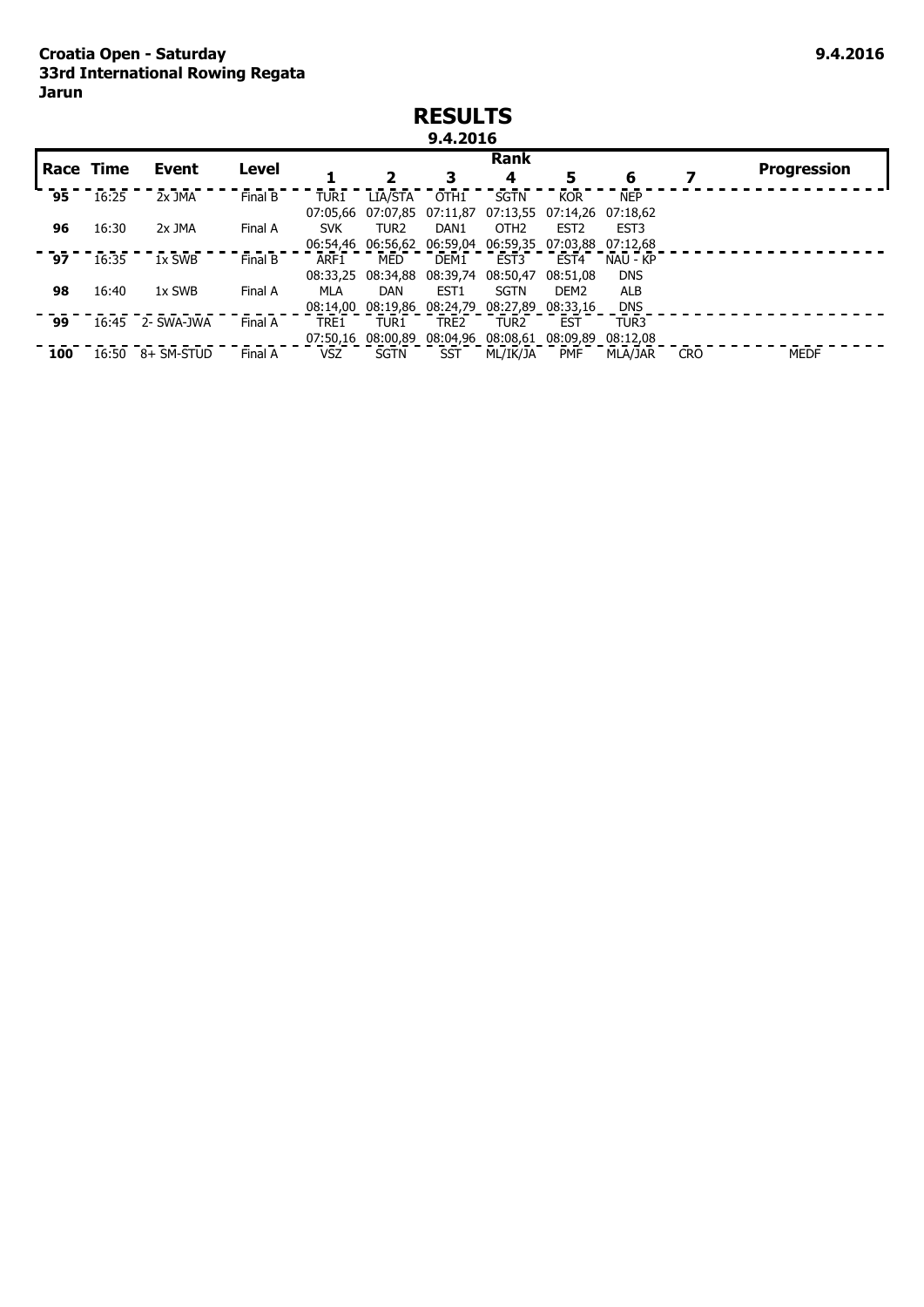**Croatia Open - Saturday**
**33rd International Rowing Regata**
**Jarun**

**9.4.2016**

# RESULTS

**9.4.2016**

| Race | Time | Event | Level | Rank 1 | 2 | 3 | 4 | 5 | 6 | 7 | Progression |
|---|---|---|---|---|---|---|---|---|---|---|---|
| 95 | 16:25 | 2x JMA | Final B | TUR1 | LIA/STA | OTH1 | SGTN | KOR | NEP | | |
| | | | | 07:05,66 | 07:07,85 | 07:11,87 | 07:13,55 | 07:14,26 | 07:18,62 | | |
| 96 | 16:30 | 2x JMA | Final A | SVK | TUR2 | DAN1 | OTH2 | EST2 | EST3 | | |
| | | | | 06:54,46 | 06:56,62 | 06:59,04 | 06:59,35 | 07:03,88 | 07:12,68 | | |
| 97 | 16:35 | 1x SWB | Final B | ARF1 | MED | DEM1 | EST3 | EST4 | NAU - KP | | |
| | | | | 08:33,25 | 08:34,88 | 08:39,74 | 08:50,47 | 08:51,08 | DNS | | |
| 98 | 16:40 | 1x SWB | Final A | MLA | DAN | EST1 | SGTN | DEM2 | ALB | | |
| | | | | 08:14,00 | 08:19,86 | 08:24,79 | 08:27,89 | 08:33,16 | DNS | | |
| 99 | 16:45 | 2- SWA-JWA | Final A | TRE1 | TUR1 | TRE2 | TUR2 | EST | TUR3 | | |
| | | | | 07:50,16 | 08:00,89 | 08:04,96 | 08:08,61 | 08:09,89 | 08:12,08 | | |
| 100 | 16:50 | 8+ SM-STUD | Final A | VSZ | SGTN | SST | ML/IK/JA | PMF | MLA/JAR | CRO | MEDF |